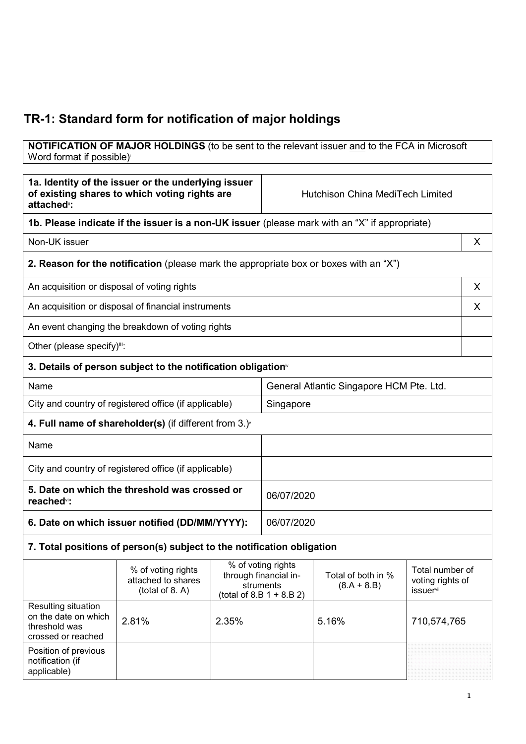# TR-1: Standard form for notification of major holdings

| **NOTIFICATION OF MAJOR HOLDINGS** (to be sent to the relevant issuer and to the FCA in Microsoft Word format if possible)[i] |
|---|

| **1a. Identity of the issuer or the underlying issuer of existing shares to which voting rights are attached**[ii]**:** | Hutchison China MediTech Limited |
|---|---|

| **1b. Please indicate if the issuer is a non-UK issuer** (please mark with an "X" if appropriate) | |
|---|---|
| Non-UK issuer | X |
| **2. Reason for the notification** (please mark the appropriate box or boxes with an "X") | |
| An acquisition or disposal of voting rights | X |
| An acquisition or disposal of financial instruments | X |
| An event changing the breakdown of voting rights | |
| Other (please specify)[iii]: | |

| **3. Details of person subject to the notification obligation**[iv] | |
|---|---|
| Name | General Atlantic Singapore HCM Pte. Ltd. |
| City and country of registered office (if applicable) | Singapore |
| **4. Full name of shareholder(s)** (if different from 3.)[v] | |
| Name | |
| City and country of registered office (if applicable) | |
| **5. Date on which the threshold was crossed or reached**[vi]**:** | 06/07/2020 |
| **6. Date on which issuer notified (DD/MM/YYYY):** | 06/07/2020 |

**7. Total positions of person(s) subject to the notification obligation**

| | % of voting rights attached to shares (total of 8. A) | % of voting rights through financial instruments (total of 8.B 1 + 8.B 2) | Total of both in % (8.A + 8.B) | Total number of voting rights of issuer[vii] |
|---|---|---|---|---|
| Resulting situation on the date on which threshold was crossed or reached | 2.81% | 2.35% | 5.16% | 710,574,765 |
| Position of previous notification (if applicable) | | | | |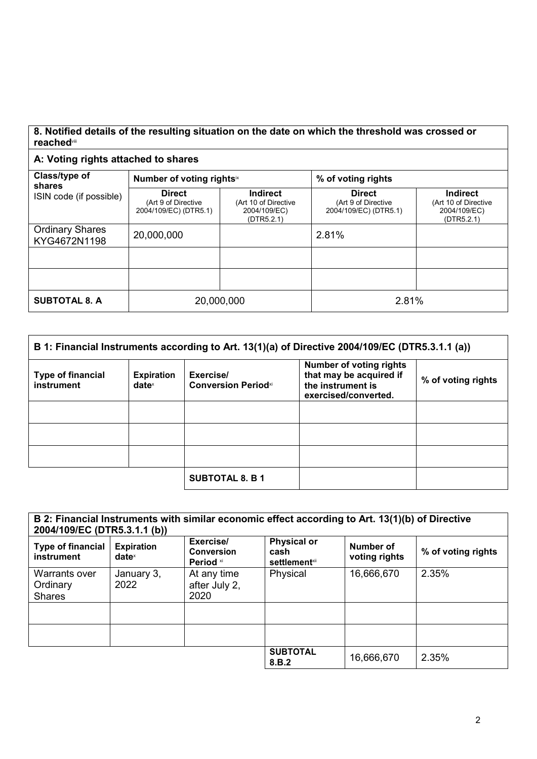**8. Notified details of the resulting situation on the date on which the threshold was crossed or reached[viii]**

**A: Voting rights attached to shares**

| Class/type of shares ISIN code (if possible) | Number of voting rights[ix] | | % of voting rights | |
|---|---|---|---|---|
| | **Direct** (Art 9 of Directive 2004/109/EC) (DTR5.1) | **Indirect** (Art 10 of Directive 2004/109/EC) (DTR5.2.1) | **Direct** (Art 9 of Directive 2004/109/EC) (DTR5.1) | **Indirect** (Art 10 of Directive 2004/109/EC) (DTR5.2.1) |
| Ordinary Shares KYG4672N1198 | 20,000,000 | | 2.81% | |
| | | | | |
| | | | | |
| **SUBTOTAL 8. A** | 20,000,000 | | 2.81% | |

**B 1: Financial Instruments according to Art. 13(1)(a) of Directive 2004/109/EC (DTR5.3.1.1 (a))**

| Type of financial instrument | Expiration date[x] | Exercise/ Conversion Period[xi] | Number of voting rights that may be acquired if the instrument is exercised/converted. | % of voting rights |
|---|---|---|---|---|
| | | | | |
| | | | | |
| | | | | |
| | | **SUBTOTAL 8. B 1** | | |

**B 2: Financial Instruments with similar economic effect according to Art. 13(1)(b) of Directive 2004/109/EC (DTR5.3.1.1 (b))**

| Type of financial instrument | Expiration date[x] | Exercise/ Conversion Period [xi] | Physical or cash settlement[xii] | Number of voting rights | % of voting rights |
|---|---|---|---|---|---|
| Warrants over Ordinary Shares | January 3, 2022 | At any time after July 2, 2020 | Physical | 16,666,670 | 2.35% |
| | | | | | |
| | | | | | |
| | | | **SUBTOTAL 8.B.2** | 16,666,670 | 2.35% |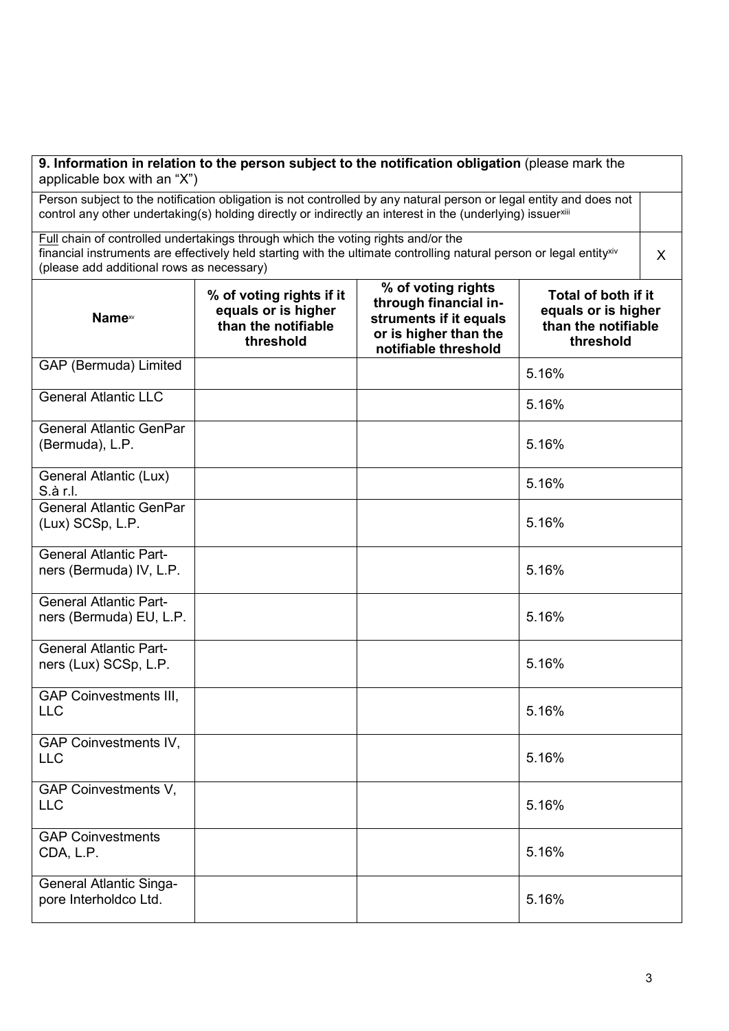**9. Information in relation to the person subject to the notification obligation** (please mark the applicable box with an "X")

| | |
|---|---|
| Person subject to the notification obligation is not controlled by any natural person or legal entity and does not control any other undertaking(s) holding directly or indirectly an interest in the (underlying) issuer[xiii] | |
| Full chain of controlled undertakings through which the voting rights and/or the financial instruments are effectively held starting with the ultimate controlling natural person or legal entity[xiv] (please add additional rows as necessary) | X |

| Name[xv] | % of voting rights if it equals or is higher than the notifiable threshold | % of voting rights through financial instruments if it equals or is higher than the notifiable threshold | Total of both if it equals or is higher than the notifiable threshold |
|---|---|---|---|
| GAP (Bermuda) Limited | | | 5.16% |
| General Atlantic LLC | | | 5.16% |
| General Atlantic GenPar (Bermuda), L.P. | | | 5.16% |
| General Atlantic (Lux) S.à r.l. | | | 5.16% |
| General Atlantic GenPar (Lux) SCSp, L.P. | | | 5.16% |
| General Atlantic Partners (Bermuda) IV, L.P. | | | 5.16% |
| General Atlantic Partners (Bermuda) EU, L.P. | | | 5.16% |
| General Atlantic Partners (Lux) SCSp, L.P. | | | 5.16% |
| GAP Coinvestments III, LLC | | | 5.16% |
| GAP Coinvestments IV, LLC | | | 5.16% |
| GAP Coinvestments V, LLC | | | 5.16% |
| GAP Coinvestments CDA, L.P. | | | 5.16% |
| General Atlantic Singapore Interholdco Ltd. | | | 5.16% |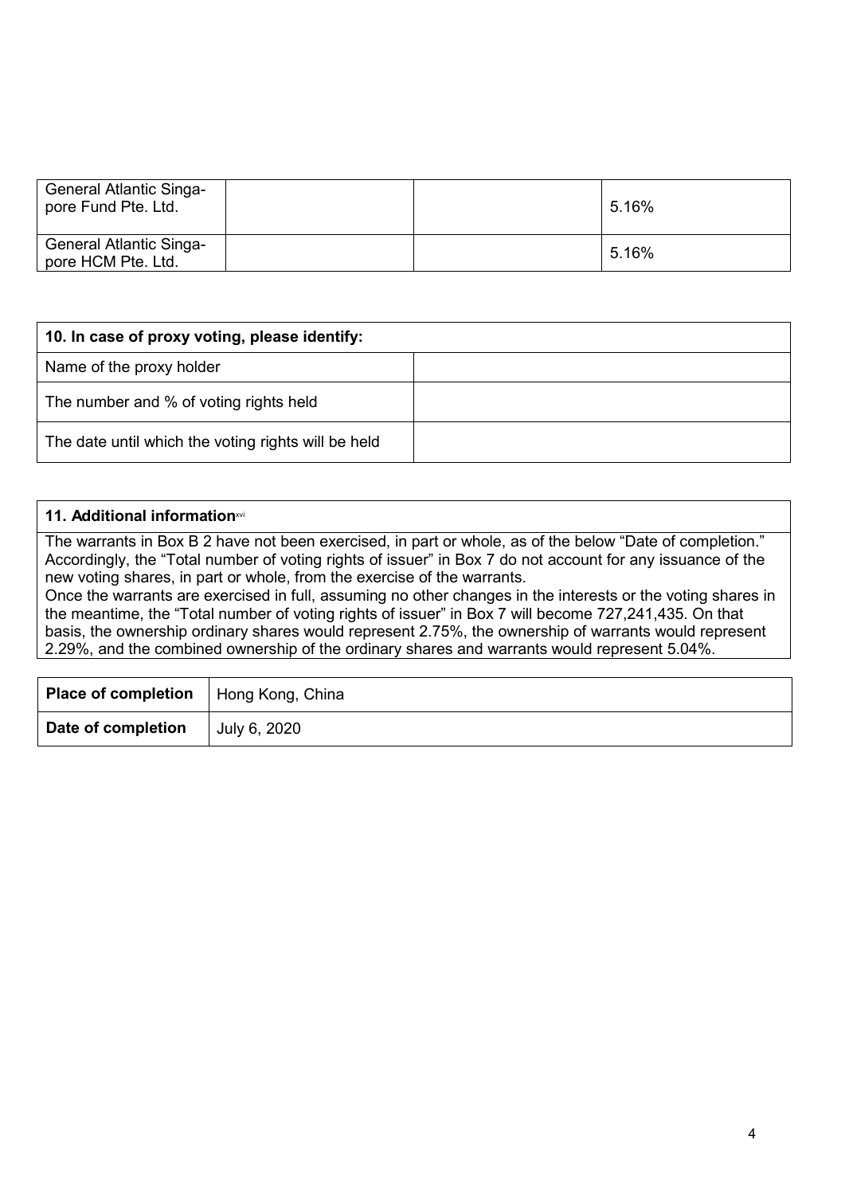| | | | |
|---|---|---|---|
| General Atlantic Singapore Fund Pte. Ltd. | | | 5.16% |
| General Atlantic Singapore HCM Pte. Ltd. | | | 5.16% |

| 10. In case of proxy voting, please identify: | |
|---|---|
| Name of the proxy holder | |
| The number and % of voting rights held | |
| The date until which the voting rights will be held | |

**11. Additional information**[xvi]

The warrants in Box B 2 have not been exercised, in part or whole, as of the below "Date of completion." Accordingly, the "Total number of voting rights of issuer" in Box 7 do not account for any issuance of the new voting shares, in part or whole, from the exercise of the warrants.
Once the warrants are exercised in full, assuming no other changes in the interests or the voting shares in the meantime, the "Total number of voting rights of issuer" in Box 7 will become 727,241,435. On that basis, the ownership ordinary shares would represent 2.75%, the ownership of warrants would represent 2.29%, and the combined ownership of the ordinary shares and warrants would represent 5.04%.

| | |
|---|---|
| **Place of completion** | Hong Kong, China |
| **Date of completion** | July 6, 2020 |